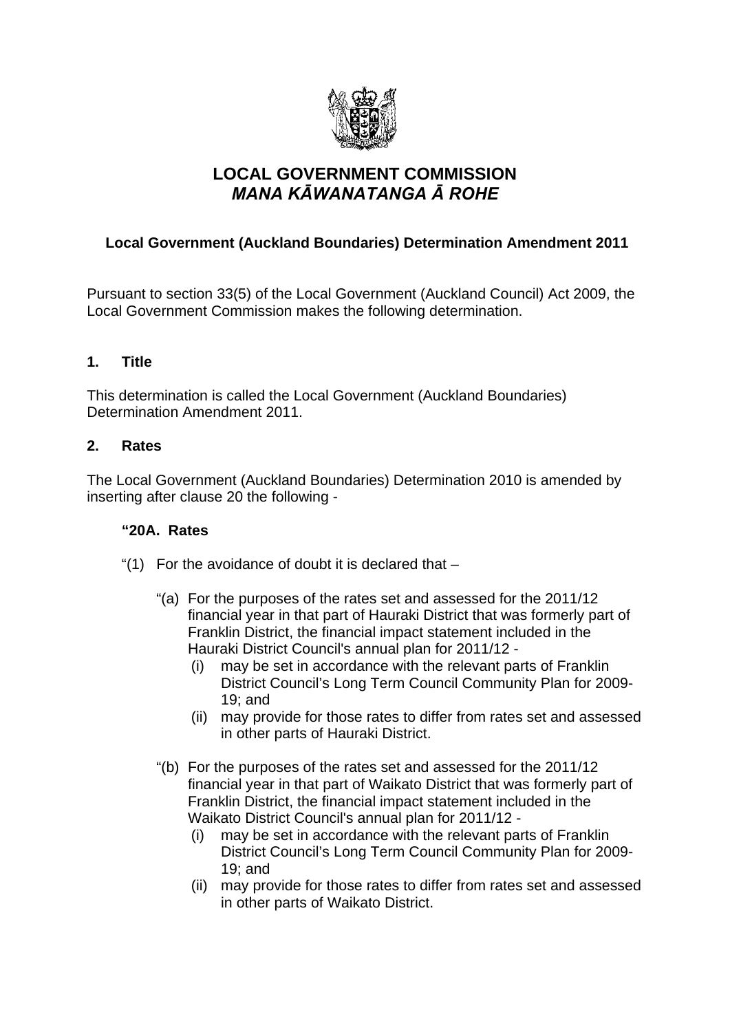# LOCAL GOVERNMENT COMMISSION
## *MANA KĀWANATANGA Ā ROHE*

### Local Government (Auckland Boundaries) Determination Amendment 2011

Pursuant to section 33(5) of the Local Government (Auckland Council) Act 2009, the Local Government Commission makes the following determination.

### 1. Title

This determination is called the Local Government (Auckland Boundaries) Determination Amendment 2011.

### 2. Rates

The Local Government (Auckland Boundaries) Determination 2010 is amended by inserting after clause 20 the following -

**"20A. Rates**

"(1) For the avoidance of doubt it is declared that –

"(a) For the purposes of the rates set and assessed for the 2011/12 financial year in that part of Hauraki District that was formerly part of Franklin District, the financial impact statement included in the Hauraki District Council's annual plan for 2011/12 -
- (i) may be set in accordance with the relevant parts of Franklin District Council's Long Term Council Community Plan for 2009-19; and
- (ii) may provide for those rates to differ from rates set and assessed in other parts of Hauraki District.

"(b) For the purposes of the rates set and assessed for the 2011/12 financial year in that part of Waikato District that was formerly part of Franklin District, the financial impact statement included in the Waikato District Council's annual plan for 2011/12 -
- (i) may be set in accordance with the relevant parts of Franklin District Council's Long Term Council Community Plan for 2009-19; and
- (ii) may provide for those rates to differ from rates set and assessed in other parts of Waikato District.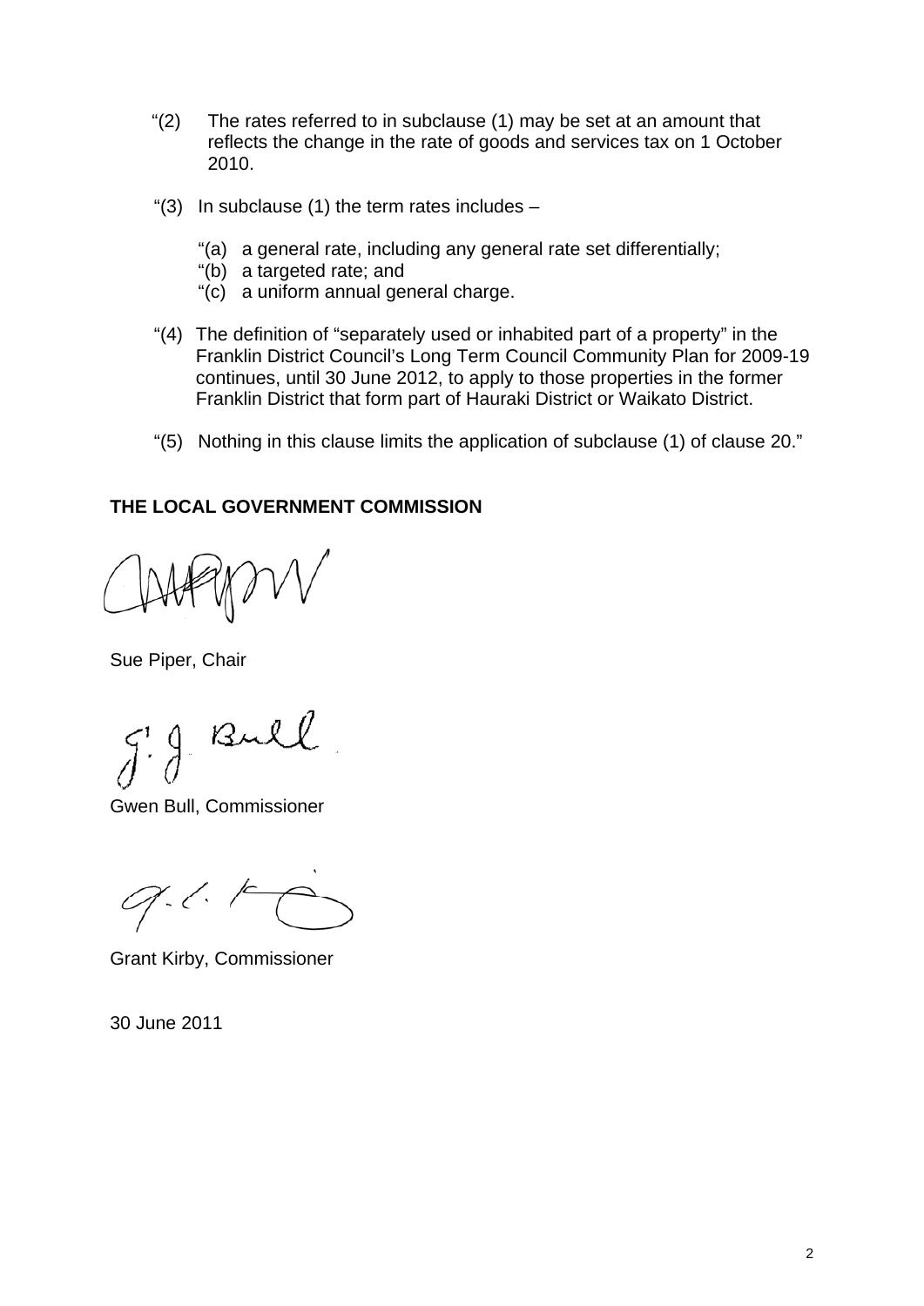"(2) The rates referred to in subclause (1) may be set at an amount that reflects the change in the rate of goods and services tax on 1 October 2010.

"(3) In subclause (1) the term rates includes –

"(a) a general rate, including any general rate set differentially;
"(b) a targeted rate; and
"(c) a uniform annual general charge.

"(4) The definition of "separately used or inhabited part of a property" in the Franklin District Council's Long Term Council Community Plan for 2009-19 continues, until 30 June 2012, to apply to those properties in the former Franklin District that form part of Hauraki District or Waikato District.

"(5) Nothing in this clause limits the application of subclause (1) of clause 20."

**THE LOCAL GOVERNMENT COMMISSION**

Sue Piper, Chair

Gwen Bull, Commissioner

Grant Kirby, Commissioner

30 June 2011